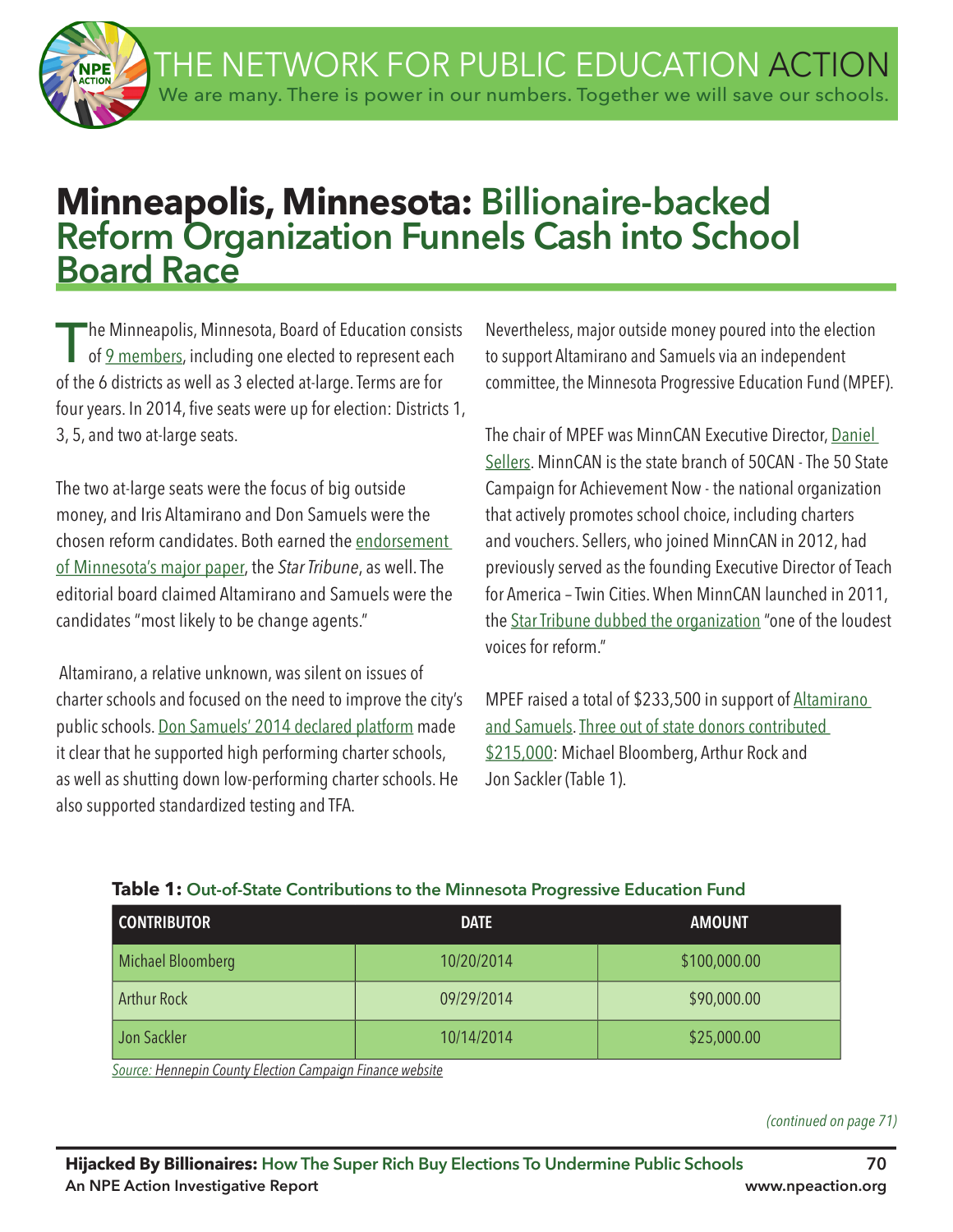# Minneapolis, Minnesota: Billionaire-backed Reform Organization Funnels Cash into School Board Race

The Minneapolis, Minnesota, Board of Education consists of 9 members, including one elected to represent each of the 6 districts as well as 3 elected at-large. Terms are for four years. In 2014, five seats were up for election: Districts 1, 3, 5, and two at-large seats.

The two at-large seats were the focus of big outside money, and Iris Altamirano and Don Samuels were the chosen reform candidates. Both earned the endorsement of Minnesota's major paper, the *Star Tribune*, as well. The editorial board claimed Altamirano and Samuels were the candidates "most likely to be change agents."

Altamirano, a relative unknown, was silent on issues of charter schools and focused on the need to improve the city's public schools. Don Samuels' 2014 declared platform made it clear that he supported high performing charter schools, as well as shutting down low-performing charter schools. He also supported standardized testing and TFA.

Nevertheless, major outside money poured into the election to support Altamirano and Samuels via an independent committee, the Minnesota Progressive Education Fund (MPEF).

The chair of MPEF was MinnCAN Executive Director, Daniel Sellers. MinnCAN is the state branch of 50CAN - The 50 State Campaign for Achievement Now - the national organization that actively promotes school choice, including charters and vouchers. Sellers, who joined MinnCAN in 2012, had previously served as the founding Executive Director of Teach for America – Twin Cities. When MinnCAN launched in 2011, the Star Tribune dubbed the organization "one of the loudest voices for reform."

MPEF raised a total of $233,500 in support of Altamirano and Samuels. Three out of state donors contributed $215,000: Michael Bloomberg, Arthur Rock and Jon Sackler (Table 1).

**Table 1:** Out-of-State Contributions to the Minnesota Progressive Education Fund

| CONTRIBUTOR | DATE | AMOUNT |
| --- | --- | --- |
| Michael Bloomberg | 10/20/2014 | $100,000.00 |
| Arthur Rock | 09/29/2014 | $90,000.00 |
| Jon Sackler | 10/14/2014 | $25,000.00 |

*Source: Hennepin County Election Campaign Finance website*

*(continued on page 71)*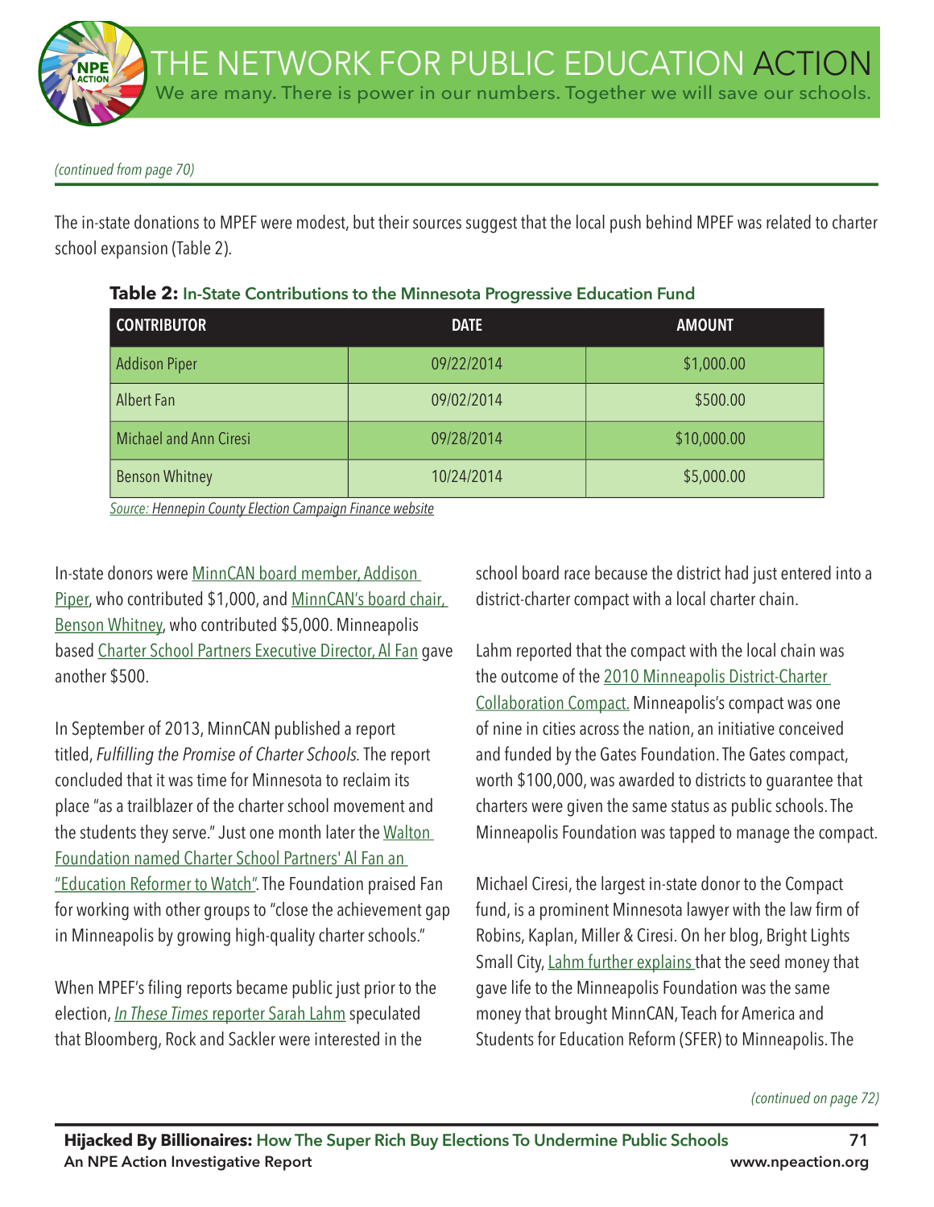*(continued from page 70)*

The in-state donations to MPEF were modest, but their sources suggest that the local push behind MPEF was related to charter school expansion (Table 2).

**Table 2:** In-State Contributions to the Minnesota Progressive Education Fund

| CONTRIBUTOR | DATE | AMOUNT |
|---|---|---|
| Addison Piper | 09/22/2014 | $1,000.00 |
| Albert Fan | 09/02/2014 | $500.00 |
| Michael and Ann Ciresi | 09/28/2014 | $10,000.00 |
| Benson Whitney | 10/24/2014 | $5,000.00 |

Source: Hennepin County Election Campaign Finance website

In-state donors were MinnCAN board member, Addison Piper, who contributed $1,000, and MinnCAN's board chair, Benson Whitney, who contributed $5,000. Minneapolis based Charter School Partners Executive Director, Al Fan gave another $500.

In September of 2013, MinnCAN published a report titled, *Fulfilling the Promise of Charter Schools.* The report concluded that it was time for Minnesota to reclaim its place "as a trailblazer of the charter school movement and the students they serve." Just one month later the Walton Foundation named Charter School Partners' Al Fan an "Education Reformer to Watch". The Foundation praised Fan for working with other groups to "close the achievement gap in Minneapolis by growing high-quality charter schools."

When MPEF's filing reports became public just prior to the election, *In These Times* reporter Sarah Lahm speculated that Bloomberg, Rock and Sackler were interested in the school board race because the district had just entered into a district-charter compact with a local charter chain.

Lahm reported that the compact with the local chain was the outcome of the 2010 Minneapolis District-Charter Collaboration Compact. Minneapolis's compact was one of nine in cities across the nation, an initiative conceived and funded by the Gates Foundation. The Gates compact, worth $100,000, was awarded to districts to guarantee that charters were given the same status as public schools. The Minneapolis Foundation was tapped to manage the compact.

Michael Ciresi, the largest in-state donor to the Compact fund, is a prominent Minnesota lawyer with the law firm of Robins, Kaplan, Miller & Ciresi. On her blog, Bright Lights Small City, Lahm further explains that the seed money that gave life to the Minneapolis Foundation was the same money that brought MinnCAN, Teach for America and Students for Education Reform (SFER) to Minneapolis. The

*(continued on page 72)*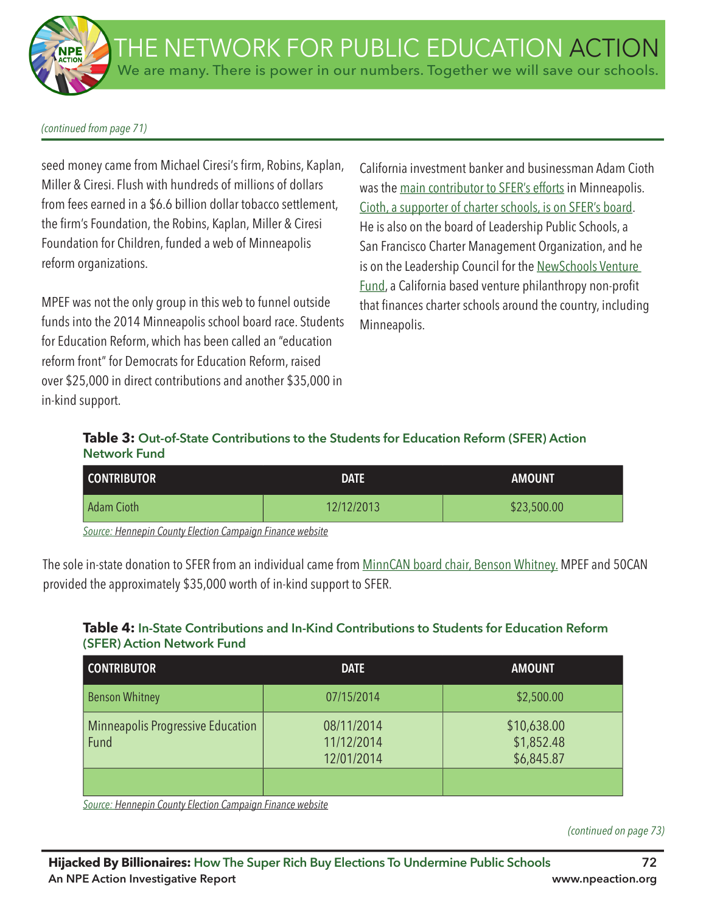*(continued from page 71)*

seed money came from Michael Ciresi's firm, Robins, Kaplan, Miller & Ciresi. Flush with hundreds of millions of dollars from fees earned in a $6.6 billion dollar tobacco settlement, the firm's Foundation, the Robins, Kaplan, Miller & Ciresi Foundation for Children, funded a web of Minneapolis reform organizations.

MPEF was not the only group in this web to funnel outside funds into the 2014 Minneapolis school board race. Students for Education Reform, which has been called an "education reform front" for Democrats for Education Reform, raised over $25,000 in direct contributions and another $35,000 in in-kind support.

California investment banker and businessman Adam Cioth was the main contributor to SFER's efforts in Minneapolis. Cioth, a supporter of charter schools, is on SFER's board. He is also on the board of Leadership Public Schools, a San Francisco Charter Management Organization, and he is on the Leadership Council for the NewSchools Venture Fund, a California based venture philanthropy non-profit that finances charter schools around the country, including Minneapolis.

**Table 3:** Out-of-State Contributions to the Students for Education Reform (SFER) Action Network Fund

| CONTRIBUTOR | DATE | AMOUNT |
|---|---|---|
| Adam Cioth | 12/12/2013 | $23,500.00 |

*Source: Hennepin County Election Campaign Finance website*

The sole in-state donation to SFER from an individual came from MinnCAN board chair, Benson Whitney. MPEF and 50CAN provided the approximately $35,000 worth of in-kind support to SFER.

**Table 4:** In-State Contributions and In-Kind Contributions to Students for Education Reform (SFER) Action Network Fund

| CONTRIBUTOR | DATE | AMOUNT |
|---|---|---|
| Benson Whitney | 07/15/2014 | $2,500.00 |
| Minneapolis Progressive Education Fund | 08/11/2014<br>11/12/2014<br>12/01/2014 | $10,638.00<br>$1,852.48<br>$6,845.87 |
| | | |

*Source: Hennepin County Election Campaign Finance website*

*(continued on page 73)*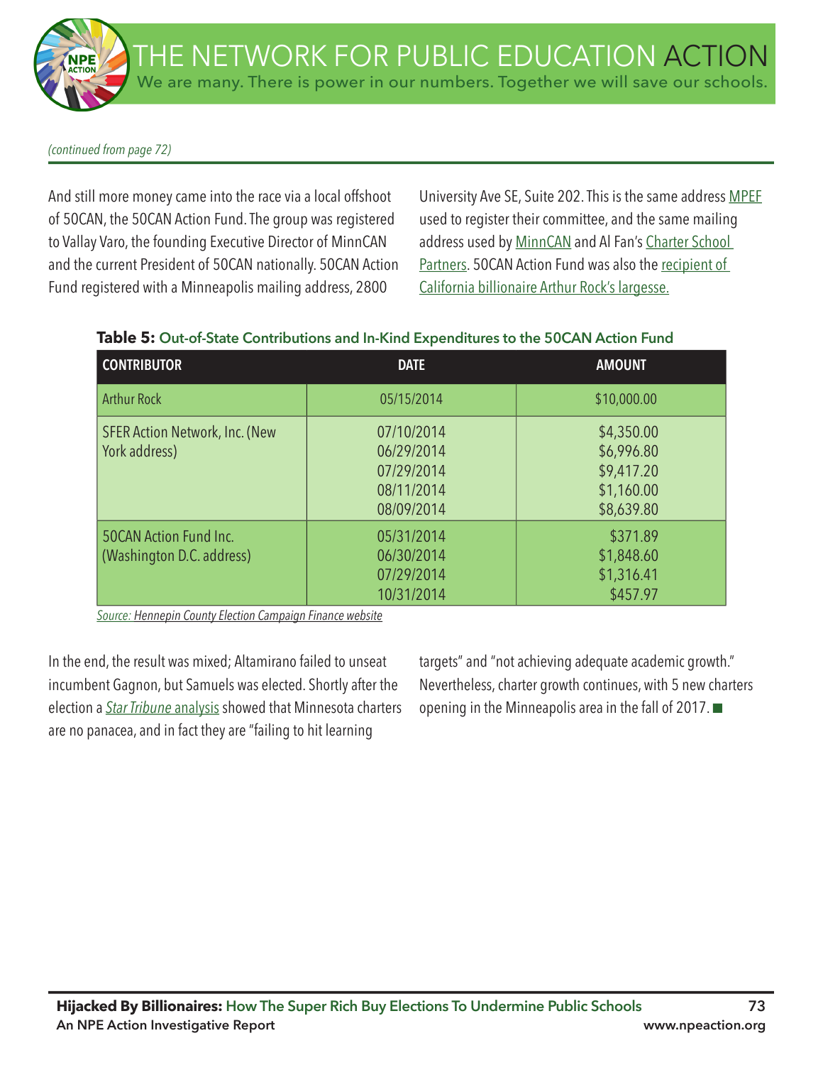*(continued from page 72)*

And still more money came into the race via a local offshoot of 50CAN, the 50CAN Action Fund. The group was registered to Vallay Varo, the founding Executive Director of MinnCAN and the current President of 50CAN nationally. 50CAN Action Fund registered with a Minneapolis mailing address, 2800 University Ave SE, Suite 202. This is the same address MPEF used to register their committee, and the same mailing address used by MinnCAN and Al Fan's Charter School Partners. 50CAN Action Fund was also the recipient of California billionaire Arthur Rock's largesse.

**Table 5:** Out-of-State Contributions and In-Kind Expenditures to the 50CAN Action Fund

| CONTRIBUTOR | DATE | AMOUNT |
|---|---|---|
| Arthur Rock | 05/15/2014 | $10,000.00 |
| SFER Action Network, Inc. (New York address) | 07/10/2014<br>06/29/2014<br>07/29/2014<br>08/11/2014<br>08/09/2014 | $4,350.00<br>$6,996.80<br>$9,417.20<br>$1,160.00<br>$8,639.80 |
| 50CAN Action Fund Inc. (Washington D.C. address) | 05/31/2014<br>06/30/2014<br>07/29/2014<br>10/31/2014 | $371.89<br>$1,848.60<br>$1,316.41<br>$457.97 |

Source: Hennepin County Election Campaign Finance website

In the end, the result was mixed; Altamirano failed to unseat incumbent Gagnon, but Samuels was elected. Shortly after the election a *Star Tribune* analysis showed that Minnesota charters are no panacea, and in fact they are "failing to hit learning targets" and "not achieving adequate academic growth." Nevertheless, charter growth continues, with 5 new charters opening in the Minneapolis area in the fall of 2017. ■